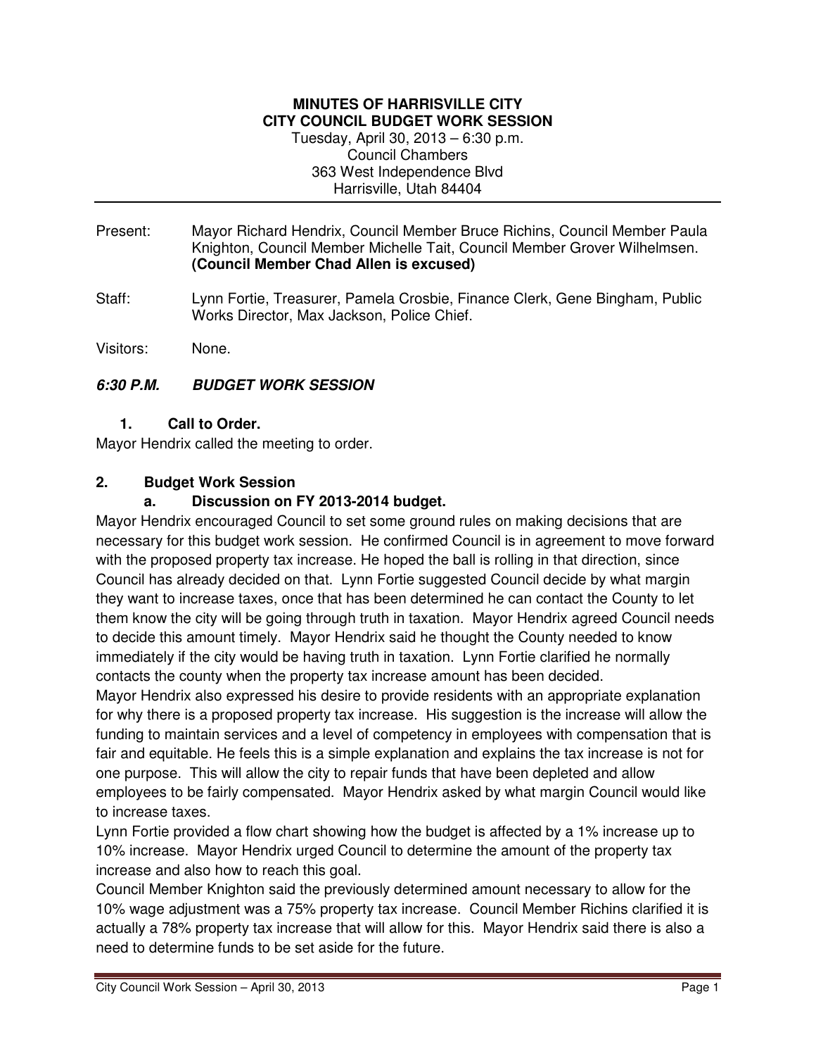**MINUTES OF HARRISVILLE CITY**
**CITY COUNCIL BUDGET WORK SESSION**
Tuesday, April 30, 2013 – 6:30 p.m.
Council Chambers
363 West Independence Blvd
Harrisville, Utah 84404

---

Present: Mayor Richard Hendrix, Council Member Bruce Richins, Council Member Paula Knighton, Council Member Michelle Tait, Council Member Grover Wilhelmsen. **(Council Member Chad Allen is excused)**

Staff: Lynn Fortie, Treasurer, Pamela Crosbie, Finance Clerk, Gene Bingham, Public Works Director, Max Jackson, Police Chief.

Visitors: None.

***6:30 P.M. BUDGET WORK SESSION***

**1. Call to Order.**

Mayor Hendrix called the meeting to order.

**2. Budget Work Session**

**a. Discussion on FY 2013-2014 budget.**

Mayor Hendrix encouraged Council to set some ground rules on making decisions that are necessary for this budget work session. He confirmed Council is in agreement to move forward with the proposed property tax increase. He hoped the ball is rolling in that direction, since Council has already decided on that. Lynn Fortie suggested Council decide by what margin they want to increase taxes, once that has been determined he can contact the County to let them know the city will be going through truth in taxation. Mayor Hendrix agreed Council needs to decide this amount timely. Mayor Hendrix said he thought the County needed to know immediately if the city would be having truth in taxation. Lynn Fortie clarified he normally contacts the county when the property tax increase amount has been decided.

Mayor Hendrix also expressed his desire to provide residents with an appropriate explanation for why there is a proposed property tax increase. His suggestion is the increase will allow the funding to maintain services and a level of competency in employees with compensation that is fair and equitable. He feels this is a simple explanation and explains the tax increase is not for one purpose. This will allow the city to repair funds that have been depleted and allow employees to be fairly compensated. Mayor Hendrix asked by what margin Council would like to increase taxes.

Lynn Fortie provided a flow chart showing how the budget is affected by a 1% increase up to 10% increase. Mayor Hendrix urged Council to determine the amount of the property tax increase and also how to reach this goal.

Council Member Knighton said the previously determined amount necessary to allow for the 10% wage adjustment was a 75% property tax increase. Council Member Richins clarified it is actually a 78% property tax increase that will allow for this. Mayor Hendrix said there is also a need to determine funds to be set aside for the future.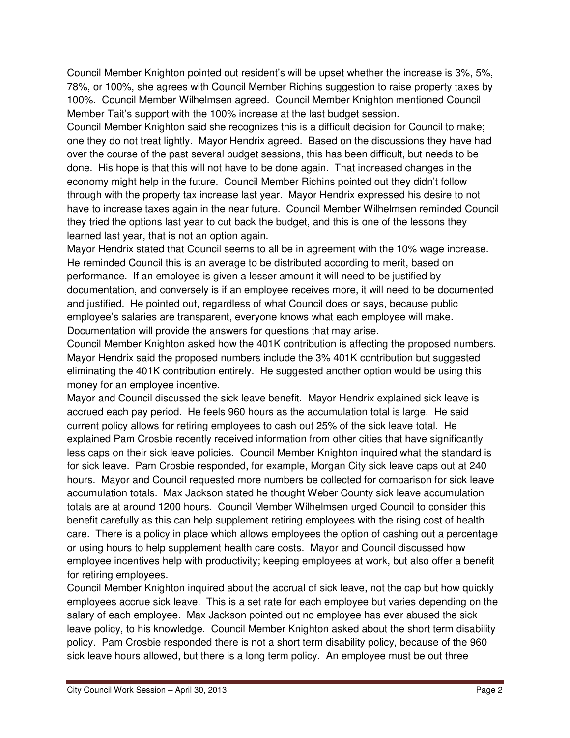Council Member Knighton pointed out resident's will be upset whether the increase is 3%, 5%, 78%, or 100%, she agrees with Council Member Richins suggestion to raise property taxes by 100%. Council Member Wilhelmsen agreed. Council Member Knighton mentioned Council Member Tait's support with the 100% increase at the last budget session.

Council Member Knighton said she recognizes this is a difficult decision for Council to make; one they do not treat lightly. Mayor Hendrix agreed. Based on the discussions they have had over the course of the past several budget sessions, this has been difficult, but needs to be done. His hope is that this will not have to be done again. That increased changes in the economy might help in the future. Council Member Richins pointed out they didn't follow through with the property tax increase last year. Mayor Hendrix expressed his desire to not have to increase taxes again in the near future. Council Member Wilhelmsen reminded Council they tried the options last year to cut back the budget, and this is one of the lessons they learned last year, that is not an option again.

Mayor Hendrix stated that Council seems to all be in agreement with the 10% wage increase. He reminded Council this is an average to be distributed according to merit, based on performance. If an employee is given a lesser amount it will need to be justified by documentation, and conversely is if an employee receives more, it will need to be documented and justified. He pointed out, regardless of what Council does or says, because public employee's salaries are transparent, everyone knows what each employee will make. Documentation will provide the answers for questions that may arise.

Council Member Knighton asked how the 401K contribution is affecting the proposed numbers. Mayor Hendrix said the proposed numbers include the 3% 401K contribution but suggested eliminating the 401K contribution entirely. He suggested another option would be using this money for an employee incentive.

Mayor and Council discussed the sick leave benefit. Mayor Hendrix explained sick leave is accrued each pay period. He feels 960 hours as the accumulation total is large. He said current policy allows for retiring employees to cash out 25% of the sick leave total. He explained Pam Crosbie recently received information from other cities that have significantly less caps on their sick leave policies. Council Member Knighton inquired what the standard is for sick leave. Pam Crosbie responded, for example, Morgan City sick leave caps out at 240 hours. Mayor and Council requested more numbers be collected for comparison for sick leave accumulation totals. Max Jackson stated he thought Weber County sick leave accumulation totals are at around 1200 hours. Council Member Wilhelmsen urged Council to consider this benefit carefully as this can help supplement retiring employees with the rising cost of health care. There is a policy in place which allows employees the option of cashing out a percentage or using hours to help supplement health care costs. Mayor and Council discussed how employee incentives help with productivity; keeping employees at work, but also offer a benefit for retiring employees.

Council Member Knighton inquired about the accrual of sick leave, not the cap but how quickly employees accrue sick leave. This is a set rate for each employee but varies depending on the salary of each employee. Max Jackson pointed out no employee has ever abused the sick leave policy, to his knowledge. Council Member Knighton asked about the short term disability policy. Pam Crosbie responded there is not a short term disability policy, because of the 960 sick leave hours allowed, but there is a long term policy. An employee must be out three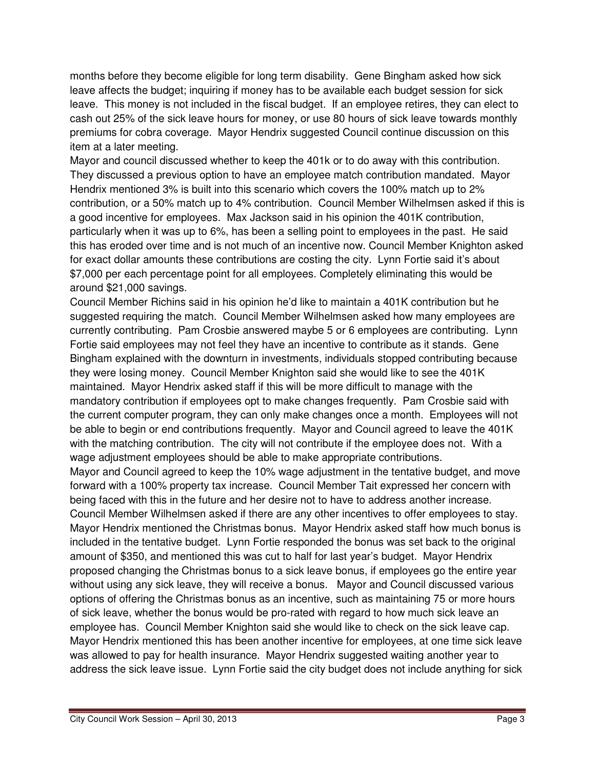months before they become eligible for long term disability. Gene Bingham asked how sick leave affects the budget; inquiring if money has to be available each budget session for sick leave. This money is not included in the fiscal budget. If an employee retires, they can elect to cash out 25% of the sick leave hours for money, or use 80 hours of sick leave towards monthly premiums for cobra coverage. Mayor Hendrix suggested Council continue discussion on this item at a later meeting.

Mayor and council discussed whether to keep the 401k or to do away with this contribution. They discussed a previous option to have an employee match contribution mandated. Mayor Hendrix mentioned 3% is built into this scenario which covers the 100% match up to 2% contribution, or a 50% match up to 4% contribution. Council Member Wilhelmsen asked if this is a good incentive for employees. Max Jackson said in his opinion the 401K contribution, particularly when it was up to 6%, has been a selling point to employees in the past. He said this has eroded over time and is not much of an incentive now. Council Member Knighton asked for exact dollar amounts these contributions are costing the city. Lynn Fortie said it's about $7,000 per each percentage point for all employees. Completely eliminating this would be around $21,000 savings.

Council Member Richins said in his opinion he'd like to maintain a 401K contribution but he suggested requiring the match. Council Member Wilhelmsen asked how many employees are currently contributing. Pam Crosbie answered maybe 5 or 6 employees are contributing. Lynn Fortie said employees may not feel they have an incentive to contribute as it stands. Gene Bingham explained with the downturn in investments, individuals stopped contributing because they were losing money. Council Member Knighton said she would like to see the 401K maintained. Mayor Hendrix asked staff if this will be more difficult to manage with the mandatory contribution if employees opt to make changes frequently. Pam Crosbie said with the current computer program, they can only make changes once a month. Employees will not be able to begin or end contributions frequently. Mayor and Council agreed to leave the 401K with the matching contribution. The city will not contribute if the employee does not. With a wage adjustment employees should be able to make appropriate contributions.

Mayor and Council agreed to keep the 10% wage adjustment in the tentative budget, and move forward with a 100% property tax increase. Council Member Tait expressed her concern with being faced with this in the future and her desire not to have to address another increase. Council Member Wilhelmsen asked if there are any other incentives to offer employees to stay. Mayor Hendrix mentioned the Christmas bonus. Mayor Hendrix asked staff how much bonus is included in the tentative budget. Lynn Fortie responded the bonus was set back to the original amount of $350, and mentioned this was cut to half for last year's budget. Mayor Hendrix proposed changing the Christmas bonus to a sick leave bonus, if employees go the entire year without using any sick leave, they will receive a bonus. Mayor and Council discussed various options of offering the Christmas bonus as an incentive, such as maintaining 75 or more hours of sick leave, whether the bonus would be pro-rated with regard to how much sick leave an employee has. Council Member Knighton said she would like to check on the sick leave cap. Mayor Hendrix mentioned this has been another incentive for employees, at one time sick leave was allowed to pay for health insurance. Mayor Hendrix suggested waiting another year to address the sick leave issue. Lynn Fortie said the city budget does not include anything for sick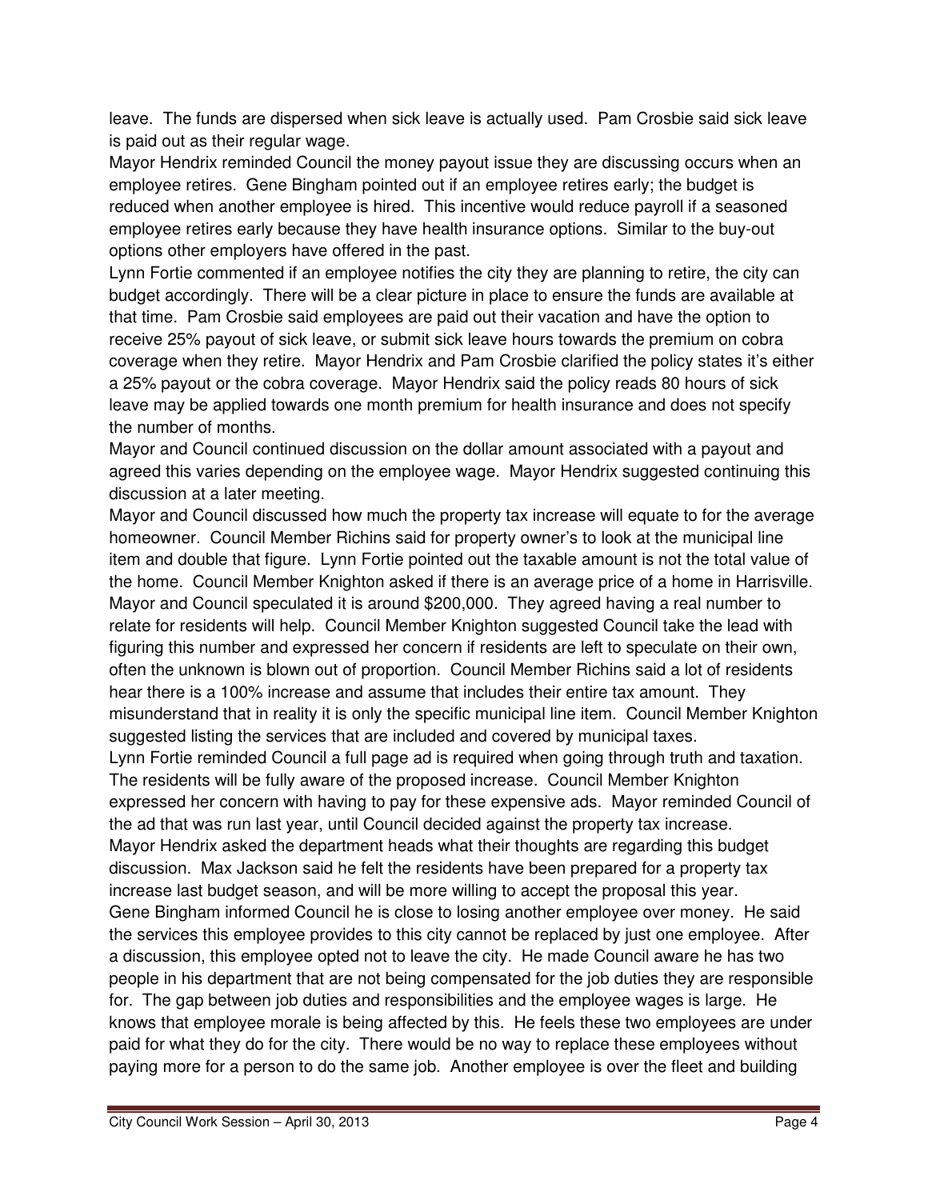leave. The funds are dispersed when sick leave is actually used. Pam Crosbie said sick leave is paid out as their regular wage.

Mayor Hendrix reminded Council the money payout issue they are discussing occurs when an employee retires. Gene Bingham pointed out if an employee retires early; the budget is reduced when another employee is hired. This incentive would reduce payroll if a seasoned employee retires early because they have health insurance options. Similar to the buy-out options other employers have offered in the past.

Lynn Fortie commented if an employee notifies the city they are planning to retire, the city can budget accordingly. There will be a clear picture in place to ensure the funds are available at that time. Pam Crosbie said employees are paid out their vacation and have the option to receive 25% payout of sick leave, or submit sick leave hours towards the premium on cobra coverage when they retire. Mayor Hendrix and Pam Crosbie clarified the policy states it's either a 25% payout or the cobra coverage. Mayor Hendrix said the policy reads 80 hours of sick leave may be applied towards one month premium for health insurance and does not specify the number of months.

Mayor and Council continued discussion on the dollar amount associated with a payout and agreed this varies depending on the employee wage. Mayor Hendrix suggested continuing this discussion at a later meeting.

Mayor and Council discussed how much the property tax increase will equate to for the average homeowner. Council Member Richins said for property owner's to look at the municipal line item and double that figure. Lynn Fortie pointed out the taxable amount is not the total value of the home. Council Member Knighton asked if there is an average price of a home in Harrisville. Mayor and Council speculated it is around $200,000. They agreed having a real number to relate for residents will help. Council Member Knighton suggested Council take the lead with figuring this number and expressed her concern if residents are left to speculate on their own, often the unknown is blown out of proportion. Council Member Richins said a lot of residents hear there is a 100% increase and assume that includes their entire tax amount. They misunderstand that in reality it is only the specific municipal line item. Council Member Knighton suggested listing the services that are included and covered by municipal taxes.

Lynn Fortie reminded Council a full page ad is required when going through truth and taxation. The residents will be fully aware of the proposed increase. Council Member Knighton expressed her concern with having to pay for these expensive ads. Mayor reminded Council of the ad that was run last year, until Council decided against the property tax increase.

Mayor Hendrix asked the department heads what their thoughts are regarding this budget discussion. Max Jackson said he felt the residents have been prepared for a property tax increase last budget season, and will be more willing to accept the proposal this year.

Gene Bingham informed Council he is close to losing another employee over money. He said the services this employee provides to this city cannot be replaced by just one employee. After a discussion, this employee opted not to leave the city. He made Council aware he has two people in his department that are not being compensated for the job duties they are responsible for. The gap between job duties and responsibilities and the employee wages is large. He knows that employee morale is being affected by this. He feels these two employees are under paid for what they do for the city. There would be no way to replace these employees without paying more for a person to do the same job. Another employee is over the fleet and building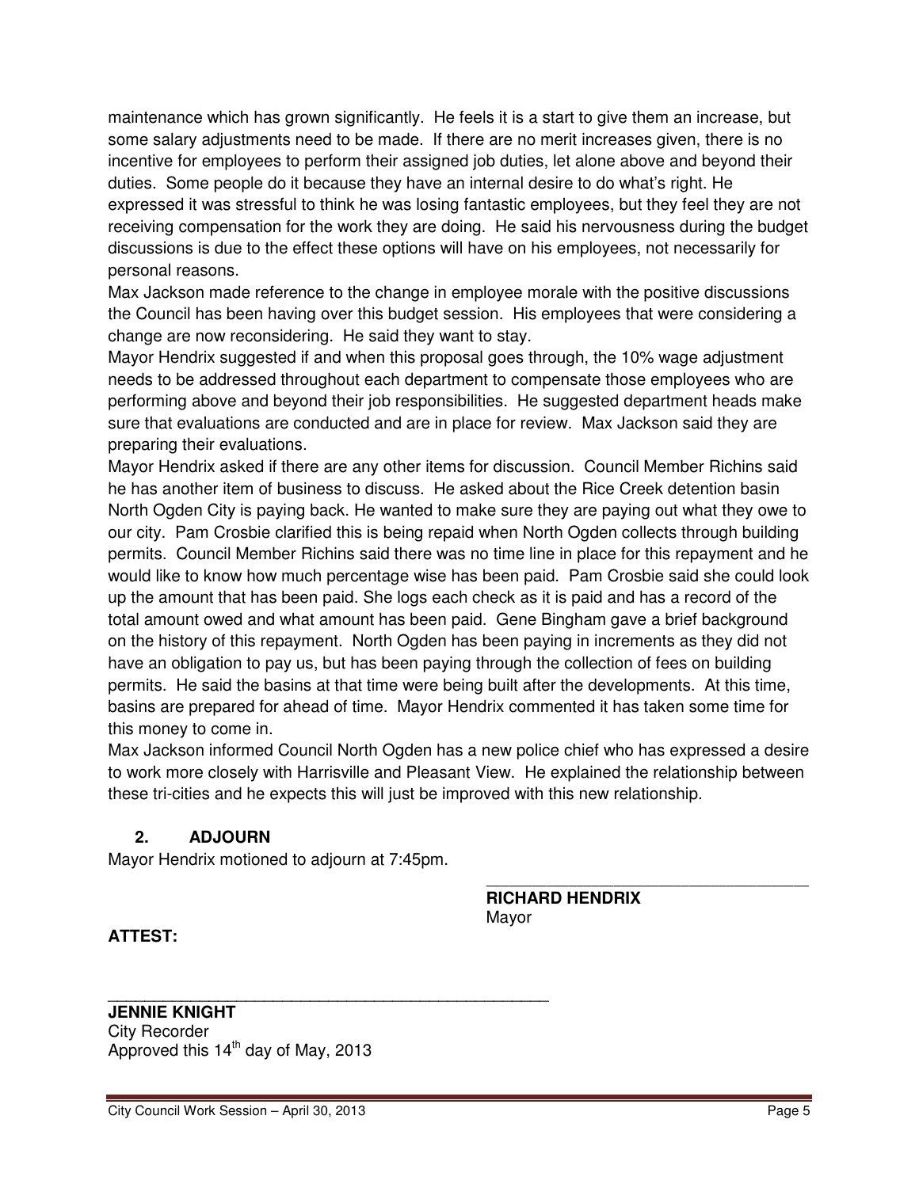maintenance which has grown significantly. He feels it is a start to give them an increase, but some salary adjustments need to be made. If there are no merit increases given, there is no incentive for employees to perform their assigned job duties, let alone above and beyond their duties. Some people do it because they have an internal desire to do what's right. He expressed it was stressful to think he was losing fantastic employees, but they feel they are not receiving compensation for the work they are doing. He said his nervousness during the budget discussions is due to the effect these options will have on his employees, not necessarily for personal reasons.

Max Jackson made reference to the change in employee morale with the positive discussions the Council has been having over this budget session. His employees that were considering a change are now reconsidering. He said they want to stay.

Mayor Hendrix suggested if and when this proposal goes through, the 10% wage adjustment needs to be addressed throughout each department to compensate those employees who are performing above and beyond their job responsibilities. He suggested department heads make sure that evaluations are conducted and are in place for review. Max Jackson said they are preparing their evaluations.

Mayor Hendrix asked if there are any other items for discussion. Council Member Richins said he has another item of business to discuss. He asked about the Rice Creek detention basin North Ogden City is paying back. He wanted to make sure they are paying out what they owe to our city. Pam Crosbie clarified this is being repaid when North Ogden collects through building permits. Council Member Richins said there was no time line in place for this repayment and he would like to know how much percentage wise has been paid. Pam Crosbie said she could look up the amount that has been paid. She logs each check as it is paid and has a record of the total amount owed and what amount has been paid. Gene Bingham gave a brief background on the history of this repayment. North Ogden has been paying in increments as they did not have an obligation to pay us, but has been paying through the collection of fees on building permits. He said the basins at that time were being built after the developments. At this time, basins are prepared for ahead of time. Mayor Hendrix commented it has taken some time for this money to come in.

Max Jackson informed Council North Ogden has a new police chief who has expressed a desire to work more closely with Harrisville and Pleasant View. He explained the relationship between these tri-cities and he expects this will just be improved with this new relationship.

## 2. ADJOURN

Mayor Hendrix motioned to adjourn at 7:45pm.

\_\_\_\_\_\_\_\_\_\_\_\_\_\_\_\_\_\_\_\_\_\_\_\_\_\_\_\_\_\_\_\_\_\_\_\_\_\_\_\_

**RICHARD HENDRIX**
Mayor

**ATTEST:**

\_\_\_\_\_\_\_\_\_\_\_\_\_\_\_\_\_\_\_\_\_\_\_\_\_\_\_\_\_\_\_\_\_\_\_\_\_\_\_\_\_\_\_\_\_\_\_\_\_\_\_\_\_

**JENNIE KNIGHT**
City Recorder
Approved this 14th day of May, 2013